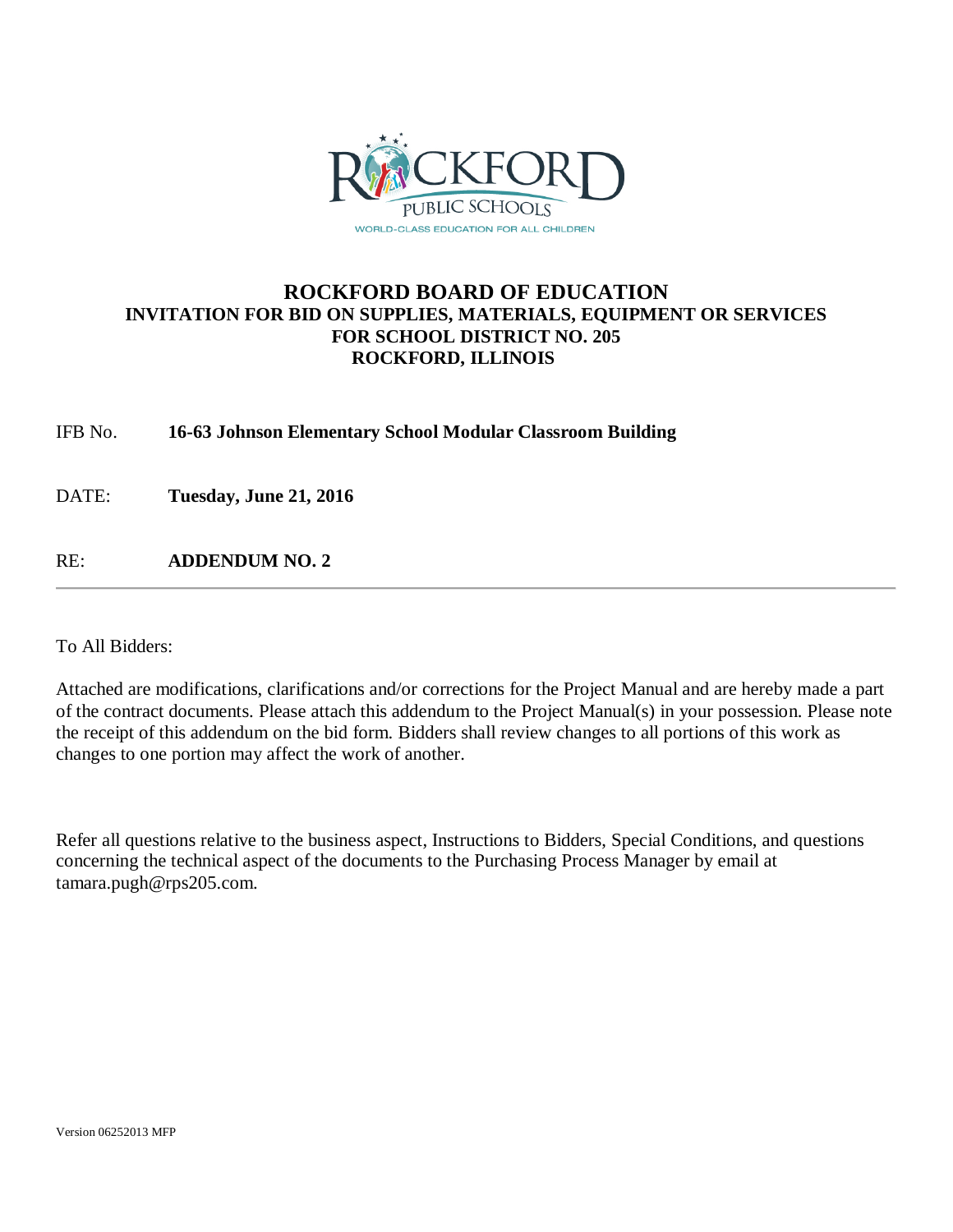# ROCKFORD BOARD OF EDUCATION

## INVITATION FOR BID ON SUPPLIES, MATERIALS, EQUIPMENT OR SERVICES FOR SCHOOL DISTRICT NO. 205 ROCKFORD, ILLINOIS

IFB No. **16-63 Johnson Elementary School Modular Classroom Building**

DATE: **Tuesday, June 21, 2016**

RE: **ADDENDUM NO. 2**

---

To All Bidders:

Attached are modifications, clarifications and/or corrections for the Project Manual and are hereby made a part of the contract documents. Please attach this addendum to the Project Manual(s) in your possession. Please note the receipt of this addendum on the bid form. Bidders shall review changes to all portions of this work as changes to one portion may affect the work of another.

Refer all questions relative to the business aspect, Instructions to Bidders, Special Conditions, and questions concerning the technical aspect of the documents to the Purchasing Process Manager by email at tamara.pugh@rps205.com.

Version 06252013 MFP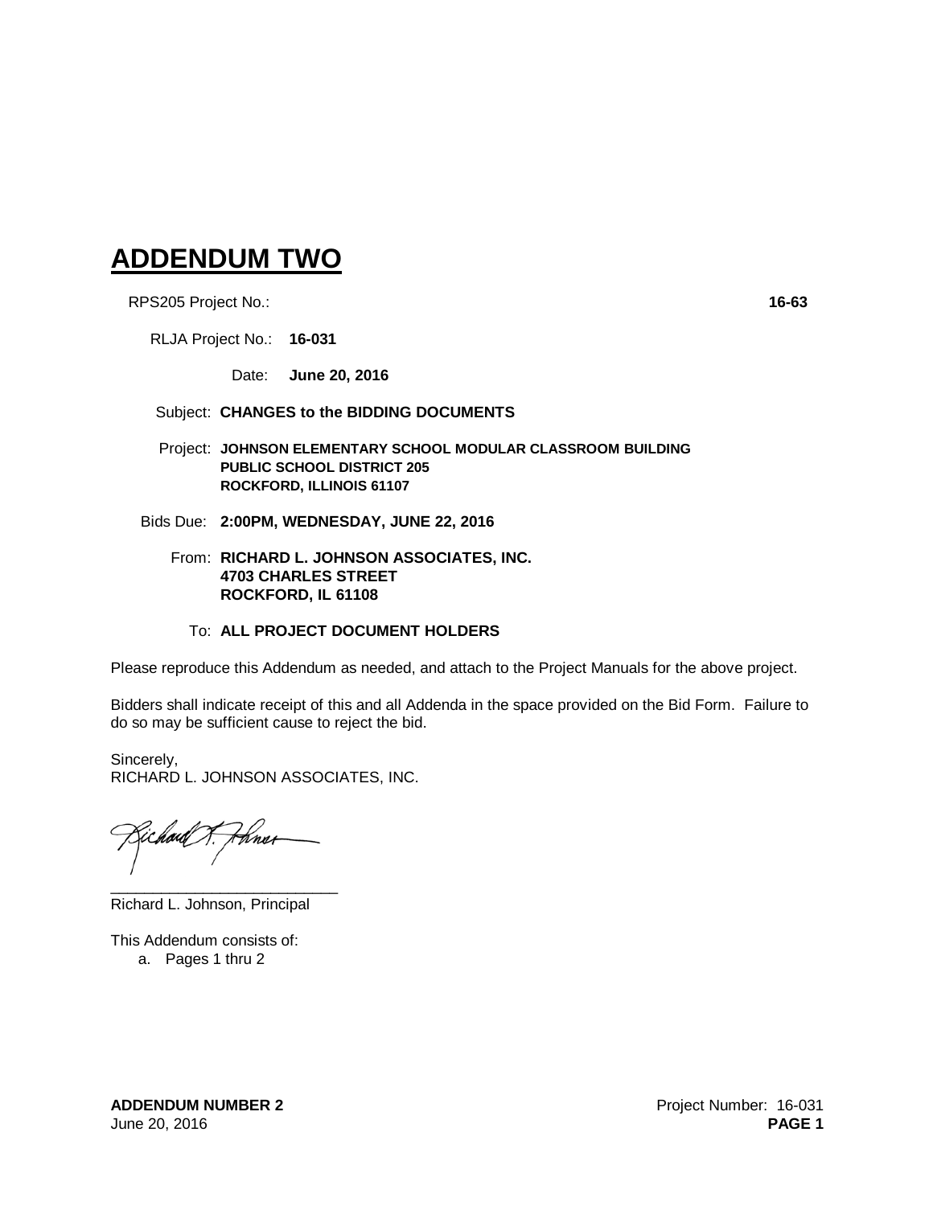# ADDENDUM TWO

RPS205 Project No.: **16-63**

RLJA Project No.: **16-031**

Date: **June 20, 2016**

Subject: **CHANGES to the BIDDING DOCUMENTS**

Project: **JOHNSON ELEMENTARY SCHOOL MODULAR CLASSROOM BUILDING**
**PUBLIC SCHOOL DISTRICT 205**
**ROCKFORD, ILLINOIS 61107**

Bids Due: **2:00PM, WEDNESDAY, JUNE 22, 2016**

From: **RICHARD L. JOHNSON ASSOCIATES, INC.**
**4703 CHARLES STREET**
**ROCKFORD, IL 61108**

To: **ALL PROJECT DOCUMENT HOLDERS**

Please reproduce this Addendum as needed, and attach to the Project Manuals for the above project.

Bidders shall indicate receipt of this and all Addenda in the space provided on the Bid Form. Failure to do so may be sufficient cause to reject the bid.

Sincerely,
RICHARD L. JOHNSON ASSOCIATES, INC.

___________________________
Richard L. Johnson, Principal

This Addendum consists of:

a. Pages 1 thru 2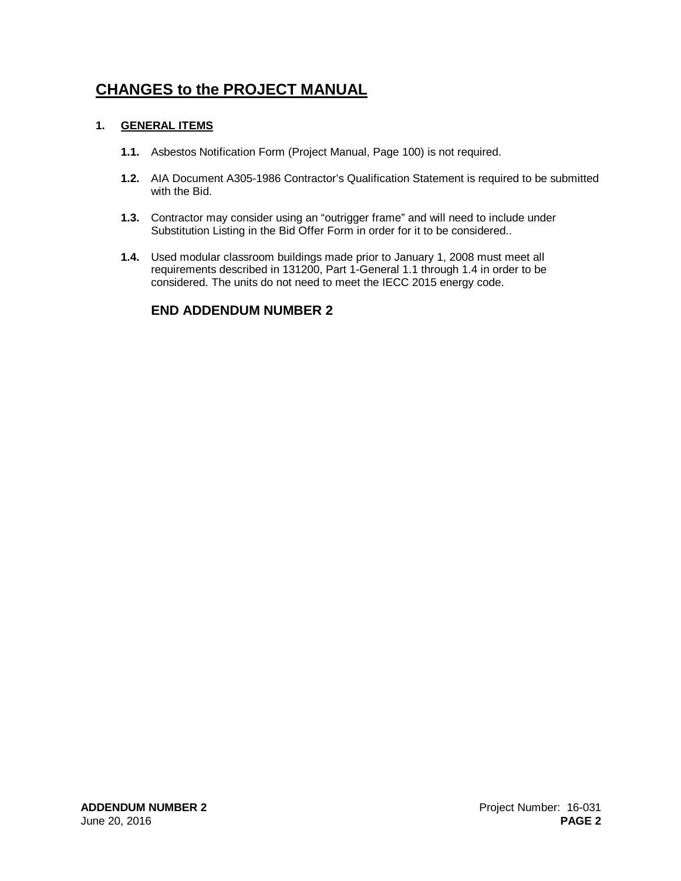# CHANGES to the PROJECT MANUAL

**1. GENERAL ITEMS**

**1.1.** Asbestos Notification Form (Project Manual, Page 100) is not required.

**1.2.** AIA Document A305-1986 Contractor's Qualification Statement is required to be submitted with the Bid.

**1.3.** Contractor may consider using an "outrigger frame" and will need to include under Substitution Listing in the Bid Offer Form in order for it to be considered..

**1.4.** Used modular classroom buildings made prior to January 1, 2008 must meet all requirements described in 131200, Part 1-General 1.1 through 1.4 in order to be considered. The units do not need to meet the IECC 2015 energy code.

## END ADDENDUM NUMBER 2